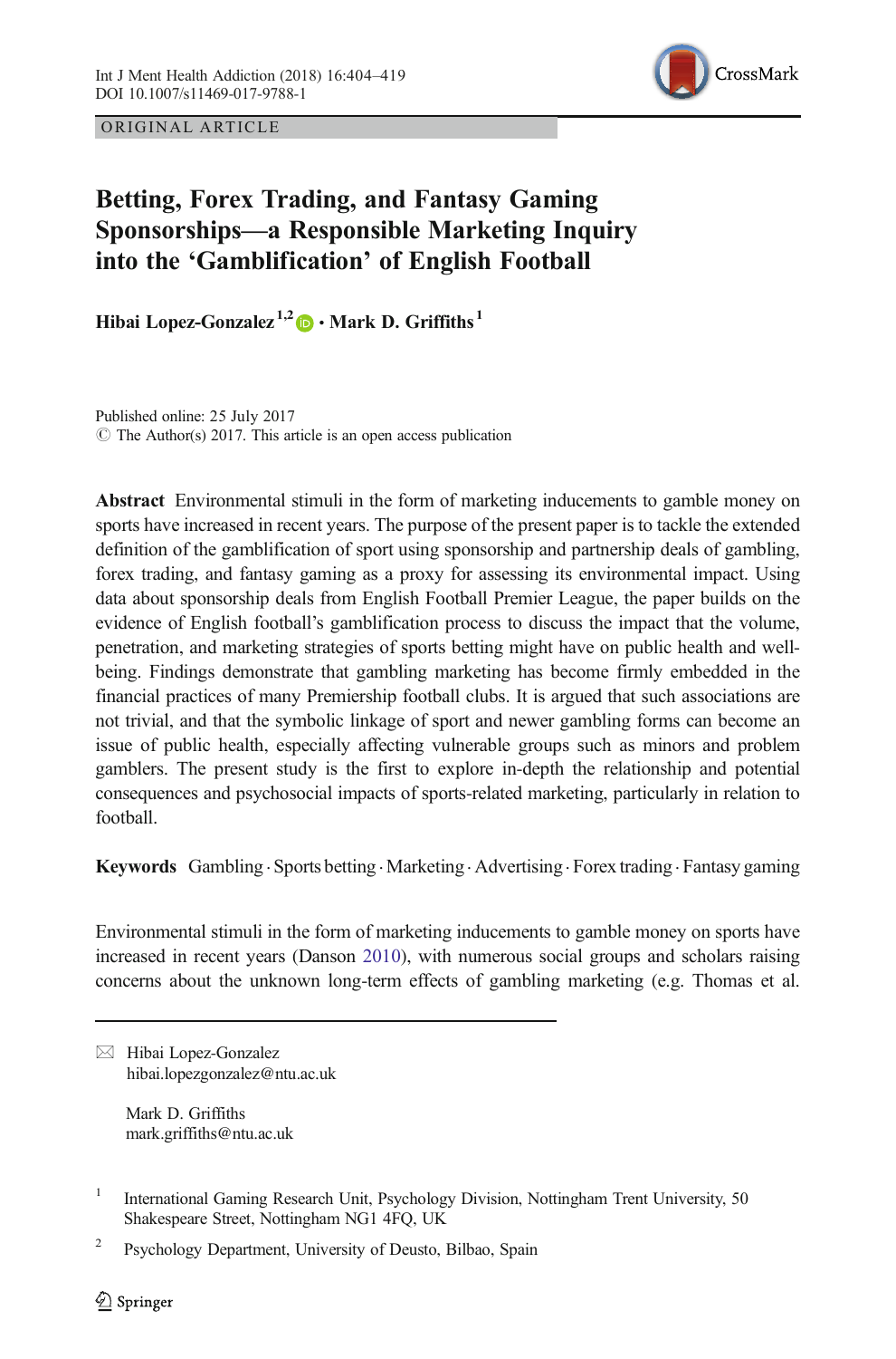ORIGINAL ARTICLE

# Betting, Forex Trading, and Fantasy Gaming Sponsorships—a Responsible Marketing Inquiry into the 'Gamblification' of English Football

**Hibai Lopez-Gonzalez**[1,2] **· Mark D. Griffiths**[1]

Published online: 25 July 2017
© The Author(s) 2017. This article is an open access publication

**Abstract** Environmental stimuli in the form of marketing inducements to gamble money on sports have increased in recent years. The purpose of the present paper is to tackle the extended definition of the gamblification of sport using sponsorship and partnership deals of gambling, forex trading, and fantasy gaming as a proxy for assessing its environmental impact. Using data about sponsorship deals from English Football Premier League, the paper builds on the evidence of English football's gamblification process to discuss the impact that the volume, penetration, and marketing strategies of sports betting might have on public health and well-being. Findings demonstrate that gambling marketing has become firmly embedded in the financial practices of many Premiership football clubs. It is argued that such associations are not trivial, and that the symbolic linkage of sport and newer gambling forms can become an issue of public health, especially affecting vulnerable groups such as minors and problem gamblers. The present study is the first to explore in-depth the relationship and potential consequences and psychosocial impacts of sports-related marketing, particularly in relation to football.

**Keywords** Gambling · Sports betting · Marketing · Advertising · Forex trading · Fantasy gaming

Environmental stimuli in the form of marketing inducements to gamble money on sports have increased in recent years (Danson 2010), with numerous social groups and scholars raising concerns about the unknown long-term effects of gambling marketing (e.g. Thomas et al.

---

✉ Hibai Lopez-Gonzalez
hibai.lopezgonzalez@ntu.ac.uk

Mark D. Griffiths
mark.griffiths@ntu.ac.uk

[1] International Gaming Research Unit, Psychology Division, Nottingham Trent University, 50 Shakespeare Street, Nottingham NG1 4FQ, UK

[2] Psychology Department, University of Deusto, Bilbao, Spain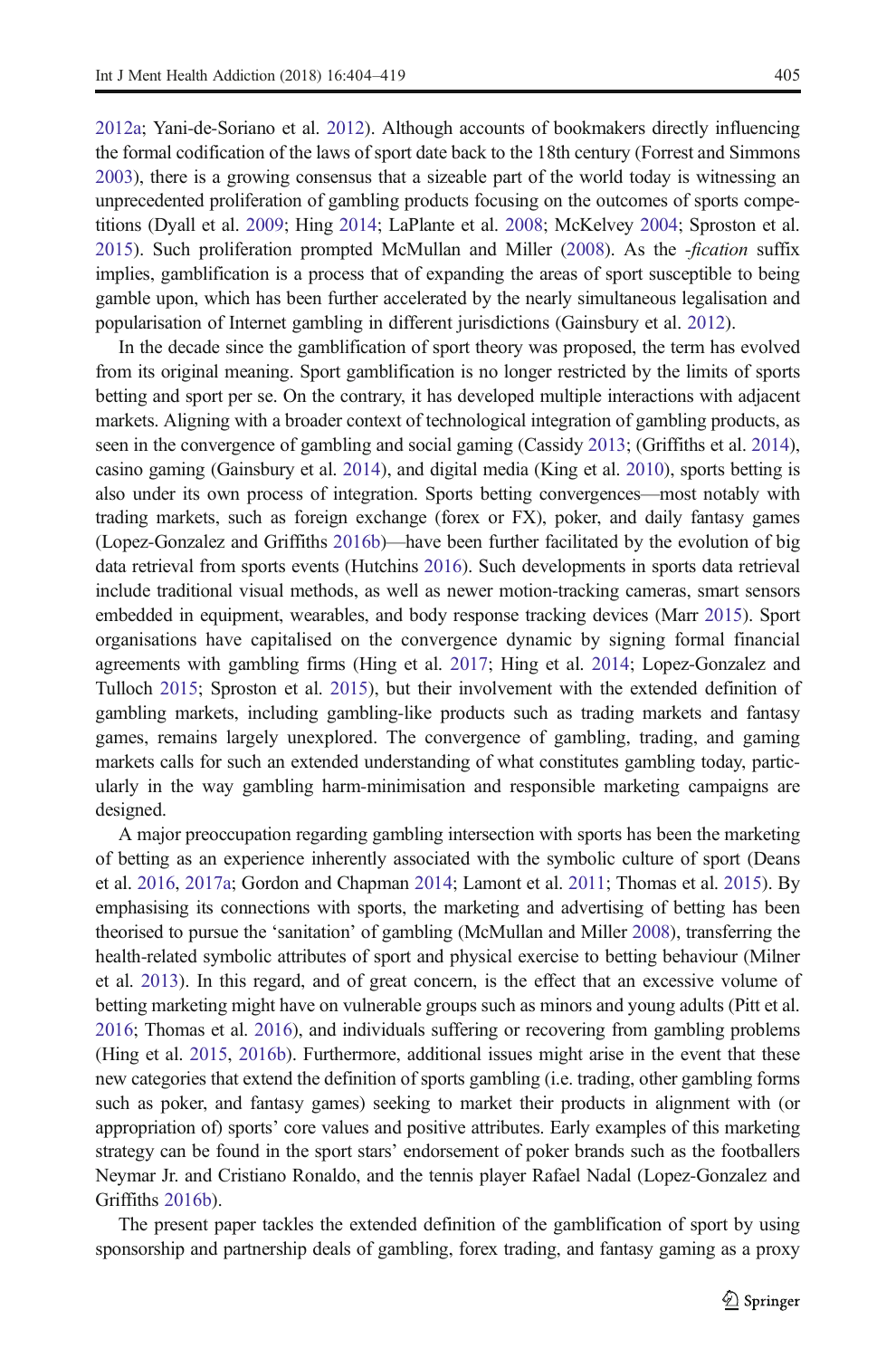2012a; Yani-de-Soriano et al. 2012). Although accounts of bookmakers directly influencing the formal codification of the laws of sport date back to the 18th century (Forrest and Simmons 2003), there is a growing consensus that a sizeable part of the world today is witnessing an unprecedented proliferation of gambling products focusing on the outcomes of sports competitions (Dyall et al. 2009; Hing 2014; LaPlante et al. 2008; McKelvey 2004; Sproston et al. 2015). Such proliferation prompted McMullan and Miller (2008). As the *-fication* suffix implies, gamblification is a process that of expanding the areas of sport susceptible to being gamble upon, which has been further accelerated by the nearly simultaneous legalisation and popularisation of Internet gambling in different jurisdictions (Gainsbury et al. 2012).

In the decade since the gamblification of sport theory was proposed, the term has evolved from its original meaning. Sport gamblification is no longer restricted by the limits of sports betting and sport per se. On the contrary, it has developed multiple interactions with adjacent markets. Aligning with a broader context of technological integration of gambling products, as seen in the convergence of gambling and social gaming (Cassidy 2013; (Griffiths et al. 2014), casino gaming (Gainsbury et al. 2014), and digital media (King et al. 2010), sports betting is also under its own process of integration. Sports betting convergences—most notably with trading markets, such as foreign exchange (forex or FX), poker, and daily fantasy games (Lopez-Gonzalez and Griffiths 2016b)—have been further facilitated by the evolution of big data retrieval from sports events (Hutchins 2016). Such developments in sports data retrieval include traditional visual methods, as well as newer motion-tracking cameras, smart sensors embedded in equipment, wearables, and body response tracking devices (Marr 2015). Sport organisations have capitalised on the convergence dynamic by signing formal financial agreements with gambling firms (Hing et al. 2017; Hing et al. 2014; Lopez-Gonzalez and Tulloch 2015; Sproston et al. 2015), but their involvement with the extended definition of gambling markets, including gambling-like products such as trading markets and fantasy games, remains largely unexplored. The convergence of gambling, trading, and gaming markets calls for such an extended understanding of what constitutes gambling today, particularly in the way gambling harm-minimisation and responsible marketing campaigns are designed.

A major preoccupation regarding gambling intersection with sports has been the marketing of betting as an experience inherently associated with the symbolic culture of sport (Deans et al. 2016, 2017a; Gordon and Chapman 2014; Lamont et al. 2011; Thomas et al. 2015). By emphasising its connections with sports, the marketing and advertising of betting has been theorised to pursue the 'sanitation' of gambling (McMullan and Miller 2008), transferring the health-related symbolic attributes of sport and physical exercise to betting behaviour (Milner et al. 2013). In this regard, and of great concern, is the effect that an excessive volume of betting marketing might have on vulnerable groups such as minors and young adults (Pitt et al. 2016; Thomas et al. 2016), and individuals suffering or recovering from gambling problems (Hing et al. 2015, 2016b). Furthermore, additional issues might arise in the event that these new categories that extend the definition of sports gambling (i.e. trading, other gambling forms such as poker, and fantasy games) seeking to market their products in alignment with (or appropriation of) sports' core values and positive attributes. Early examples of this marketing strategy can be found in the sport stars' endorsement of poker brands such as the footballers Neymar Jr. and Cristiano Ronaldo, and the tennis player Rafael Nadal (Lopez-Gonzalez and Griffiths 2016b).

The present paper tackles the extended definition of the gamblification of sport by using sponsorship and partnership deals of gambling, forex trading, and fantasy gaming as a proxy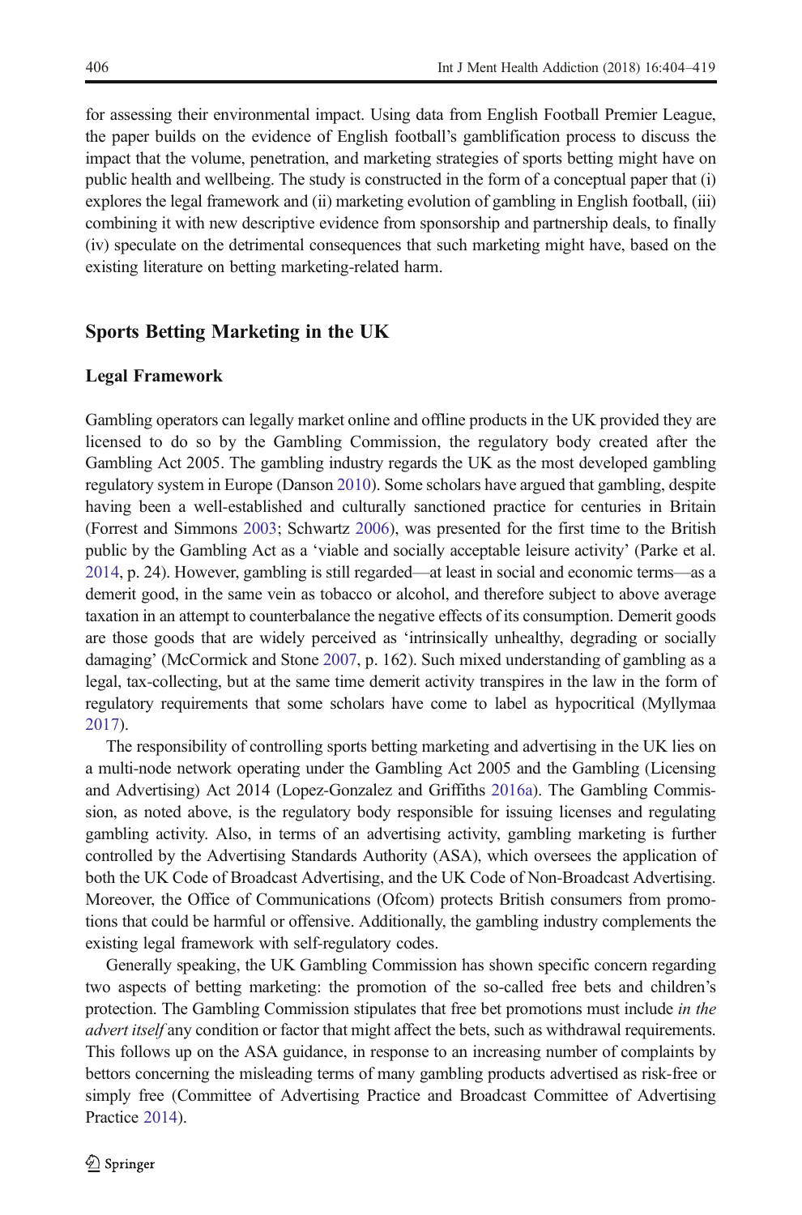for assessing their environmental impact. Using data from English Football Premier League, the paper builds on the evidence of English football's gamblification process to discuss the impact that the volume, penetration, and marketing strategies of sports betting might have on public health and wellbeing. The study is constructed in the form of a conceptual paper that (i) explores the legal framework and (ii) marketing evolution of gambling in English football, (iii) combining it with new descriptive evidence from sponsorship and partnership deals, to finally (iv) speculate on the detrimental consequences that such marketing might have, based on the existing literature on betting marketing-related harm.

## Sports Betting Marketing in the UK

### Legal Framework

Gambling operators can legally market online and offline products in the UK provided they are licensed to do so by the Gambling Commission, the regulatory body created after the Gambling Act 2005. The gambling industry regards the UK as the most developed gambling regulatory system in Europe (Danson 2010). Some scholars have argued that gambling, despite having been a well-established and culturally sanctioned practice for centuries in Britain (Forrest and Simmons 2003; Schwartz 2006), was presented for the first time to the British public by the Gambling Act as a 'viable and socially acceptable leisure activity' (Parke et al. 2014, p. 24). However, gambling is still regarded—at least in social and economic terms—as a demerit good, in the same vein as tobacco or alcohol, and therefore subject to above average taxation in an attempt to counterbalance the negative effects of its consumption. Demerit goods are those goods that are widely perceived as 'intrinsically unhealthy, degrading or socially damaging' (McCormick and Stone 2007, p. 162). Such mixed understanding of gambling as a legal, tax-collecting, but at the same time demerit activity transpires in the law in the form of regulatory requirements that some scholars have come to label as hypocritical (Myllymaa 2017).

The responsibility of controlling sports betting marketing and advertising in the UK lies on a multi-node network operating under the Gambling Act 2005 and the Gambling (Licensing and Advertising) Act 2014 (Lopez-Gonzalez and Griffiths 2016a). The Gambling Commission, as noted above, is the regulatory body responsible for issuing licenses and regulating gambling activity. Also, in terms of an advertising activity, gambling marketing is further controlled by the Advertising Standards Authority (ASA), which oversees the application of both the UK Code of Broadcast Advertising, and the UK Code of Non-Broadcast Advertising. Moreover, the Office of Communications (Ofcom) protects British consumers from promotions that could be harmful or offensive. Additionally, the gambling industry complements the existing legal framework with self-regulatory codes.

Generally speaking, the UK Gambling Commission has shown specific concern regarding two aspects of betting marketing: the promotion of the so-called free bets and children's protection. The Gambling Commission stipulates that free bet promotions must include *in the advert itself* any condition or factor that might affect the bets, such as withdrawal requirements. This follows up on the ASA guidance, in response to an increasing number of complaints by bettors concerning the misleading terms of many gambling products advertised as risk-free or simply free (Committee of Advertising Practice and Broadcast Committee of Advertising Practice 2014).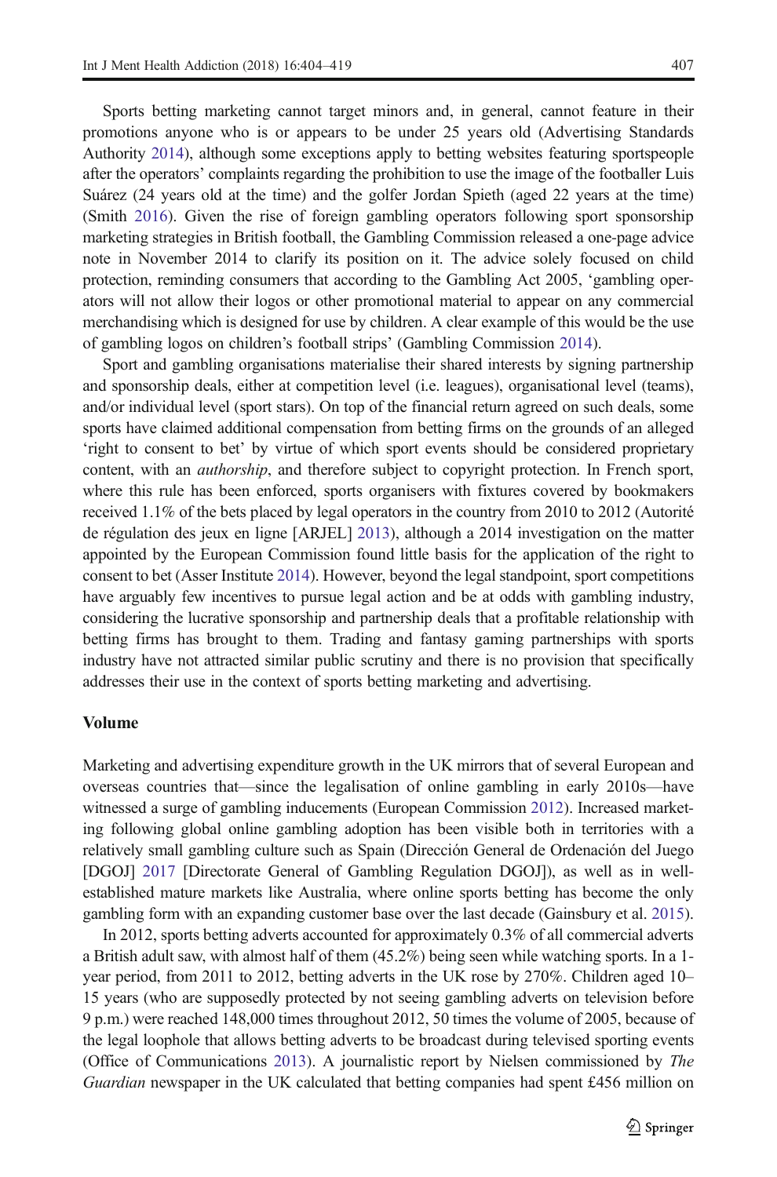Sports betting marketing cannot target minors and, in general, cannot feature in their promotions anyone who is or appears to be under 25 years old (Advertising Standards Authority 2014), although some exceptions apply to betting websites featuring sportspeople after the operators' complaints regarding the prohibition to use the image of the footballer Luis Suárez (24 years old at the time) and the golfer Jordan Spieth (aged 22 years at the time) (Smith 2016). Given the rise of foreign gambling operators following sport sponsorship marketing strategies in British football, the Gambling Commission released a one-page advice note in November 2014 to clarify its position on it. The advice solely focused on child protection, reminding consumers that according to the Gambling Act 2005, 'gambling operators will not allow their logos or other promotional material to appear on any commercial merchandising which is designed for use by children. A clear example of this would be the use of gambling logos on children's football strips' (Gambling Commission 2014).

Sport and gambling organisations materialise their shared interests by signing partnership and sponsorship deals, either at competition level (i.e. leagues), organisational level (teams), and/or individual level (sport stars). On top of the financial return agreed on such deals, some sports have claimed additional compensation from betting firms on the grounds of an alleged 'right to consent to bet' by virtue of which sport events should be considered proprietary content, with an *authorship*, and therefore subject to copyright protection. In French sport, where this rule has been enforced, sports organisers with fixtures covered by bookmakers received 1.1% of the bets placed by legal operators in the country from 2010 to 2012 (Autorité de régulation des jeux en ligne [ARJEL] 2013), although a 2014 investigation on the matter appointed by the European Commission found little basis for the application of the right to consent to bet (Asser Institute 2014). However, beyond the legal standpoint, sport competitions have arguably few incentives to pursue legal action and be at odds with gambling industry, considering the lucrative sponsorship and partnership deals that a profitable relationship with betting firms has brought to them. Trading and fantasy gaming partnerships with sports industry have not attracted similar public scrutiny and there is no provision that specifically addresses their use in the context of sports betting marketing and advertising.

### Volume

Marketing and advertising expenditure growth in the UK mirrors that of several European and overseas countries that—since the legalisation of online gambling in early 2010s—have witnessed a surge of gambling inducements (European Commission 2012). Increased marketing following global online gambling adoption has been visible both in territories with a relatively small gambling culture such as Spain (Dirección General de Ordenación del Juego [DGOJ] 2017 [Directorate General of Gambling Regulation DGOJ]), as well as in well-established mature markets like Australia, where online sports betting has become the only gambling form with an expanding customer base over the last decade (Gainsbury et al. 2015).

In 2012, sports betting adverts accounted for approximately 0.3% of all commercial adverts a British adult saw, with almost half of them (45.2%) being seen while watching sports. In a 1-year period, from 2011 to 2012, betting adverts in the UK rose by 270%. Children aged 10–15 years (who are supposedly protected by not seeing gambling adverts on television before 9 p.m.) were reached 148,000 times throughout 2012, 50 times the volume of 2005, because of the legal loophole that allows betting adverts to be broadcast during televised sporting events (Office of Communications 2013). A journalistic report by Nielsen commissioned by *The Guardian* newspaper in the UK calculated that betting companies had spent £456 million on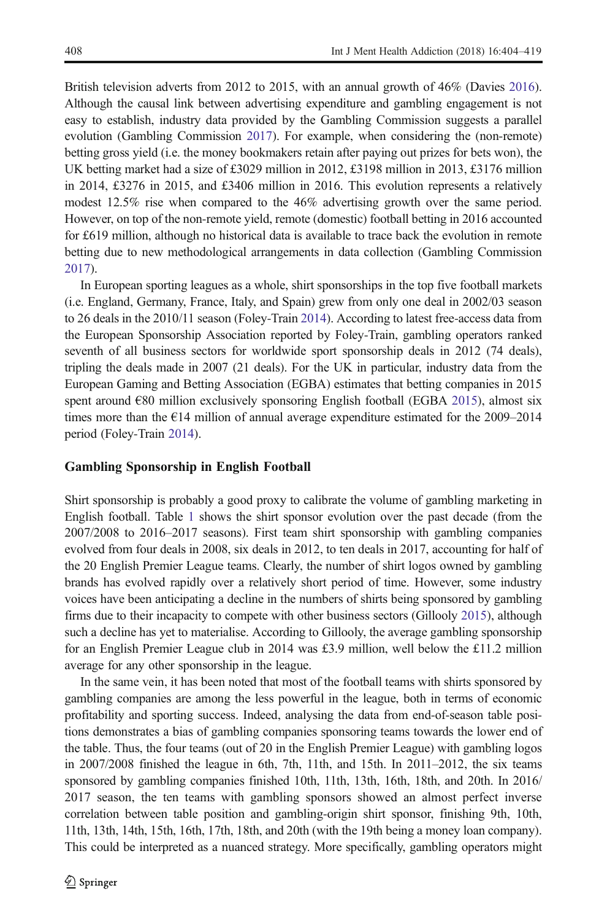British television adverts from 2012 to 2015, with an annual growth of 46% (Davies 2016). Although the causal link between advertising expenditure and gambling engagement is not easy to establish, industry data provided by the Gambling Commission suggests a parallel evolution (Gambling Commission 2017). For example, when considering the (non-remote) betting gross yield (i.e. the money bookmakers retain after paying out prizes for bets won), the UK betting market had a size of £3029 million in 2012, £3198 million in 2013, £3176 million in 2014, £3276 in 2015, and £3406 million in 2016. This evolution represents a relatively modest 12.5% rise when compared to the 46% advertising growth over the same period. However, on top of the non-remote yield, remote (domestic) football betting in 2016 accounted for £619 million, although no historical data is available to trace back the evolution in remote betting due to new methodological arrangements in data collection (Gambling Commission 2017).

In European sporting leagues as a whole, shirt sponsorships in the top five football markets (i.e. England, Germany, France, Italy, and Spain) grew from only one deal in 2002/03 season to 26 deals in the 2010/11 season (Foley-Train 2014). According to latest free-access data from the European Sponsorship Association reported by Foley-Train, gambling operators ranked seventh of all business sectors for worldwide sport sponsorship deals in 2012 (74 deals), tripling the deals made in 2007 (21 deals). For the UK in particular, industry data from the European Gaming and Betting Association (EGBA) estimates that betting companies in 2015 spent around €80 million exclusively sponsoring English football (EGBA 2015), almost six times more than the €14 million of annual average expenditure estimated for the 2009–2014 period (Foley-Train 2014).

### Gambling Sponsorship in English Football

Shirt sponsorship is probably a good proxy to calibrate the volume of gambling marketing in English football. Table 1 shows the shirt sponsor evolution over the past decade (from the 2007/2008 to 2016–2017 seasons). First team shirt sponsorship with gambling companies evolved from four deals in 2008, six deals in 2012, to ten deals in 2017, accounting for half of the 20 English Premier League teams. Clearly, the number of shirt logos owned by gambling brands has evolved rapidly over a relatively short period of time. However, some industry voices have been anticipating a decline in the numbers of shirts being sponsored by gambling firms due to their incapacity to compete with other business sectors (Gillooly 2015), although such a decline has yet to materialise. According to Gillooly, the average gambling sponsorship for an English Premier League club in 2014 was £3.9 million, well below the £11.2 million average for any other sponsorship in the league.

In the same vein, it has been noted that most of the football teams with shirts sponsored by gambling companies are among the less powerful in the league, both in terms of economic profitability and sporting success. Indeed, analysing the data from end-of-season table positions demonstrates a bias of gambling companies sponsoring teams towards the lower end of the table. Thus, the four teams (out of 20 in the English Premier League) with gambling logos in 2007/2008 finished the league in 6th, 7th, 11th, and 15th. In 2011–2012, the six teams sponsored by gambling companies finished 10th, 11th, 13th, 16th, 18th, and 20th. In 2016/2017 season, the ten teams with gambling sponsors showed an almost perfect inverse correlation between table position and gambling-origin shirt sponsor, finishing 9th, 10th, 11th, 13th, 14th, 15th, 16th, 17th, 18th, and 20th (with the 19th being a money loan company). This could be interpreted as a nuanced strategy. More specifically, gambling operators might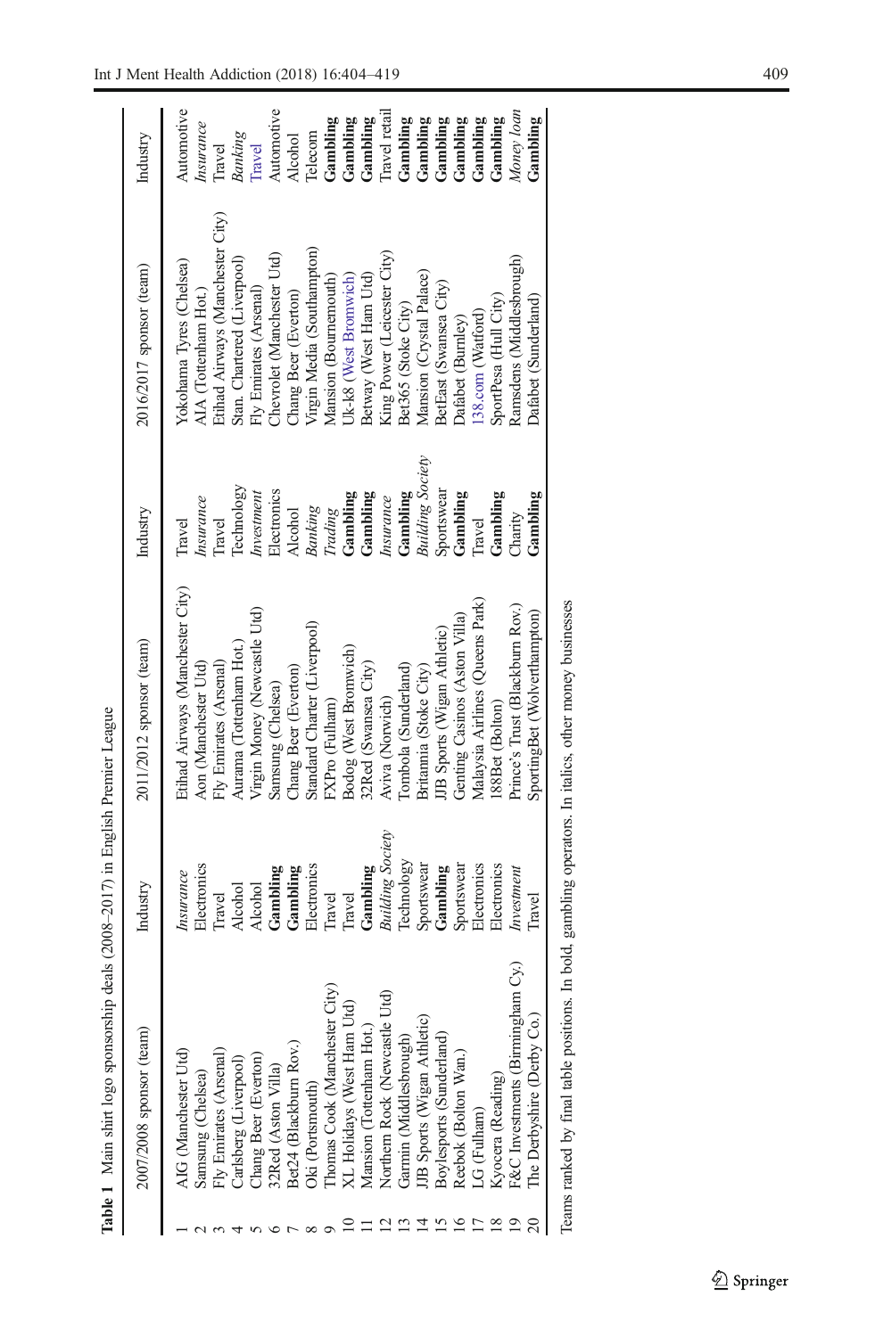**Table 1** Main shirt logo sponsorship deals (2008–2017) in English Premier League

| | 2007/2008 sponsor (team) | Industry | 2011/2012 sponsor (team) | Industry | 2016/2017 sponsor (team) | Industry |
|---|---|---|---|---|---|---|
| 1 | AIG (Manchester Utd) | *Insurance* | Etihad Airways (Manchester City) | Travel | Yokohama Tyres (Chelsea) | Automotive |
| 2 | Samsung (Chelsea) | Electronics | Aon (Manchester Utd) | *Insurance* | AIA (Tottenham Hot.) | *Insurance* |
| 3 | Fly Emirates (Arsenal) | Travel | Fly Emirates (Arsenal) | Travel | Etihad Airways (Manchester City) | Travel |
| 4 | Carlsberg (Liverpool) | Alcohol | Aurama (Tottenham Hot.) | Technology | Stan. Chartered (Liverpool) | *Banking* |
| 5 | Chang Beer (Everton) | Alcohol | Virgin Money (Newcastle Utd) | *Investment* | Fly Emirates (Arsenal) | Travel |
| 6 | 32Red (Aston Villa) | **Gambling** | Samsung (Chelsea) | Electronics | Chevrolet (Manchester Utd) | Automotive |
| 7 | Bet24 (Blackburn Rov.) | **Gambling** | Chang Beer (Everton) | Alcohol | Chang Beer (Everton) | Alcohol |
| 8 | Oki (Portsmouth) | Electronics | Standard Charter (Liverpool) | *Banking* | Virgin Media (Southampton) | Telecom |
| 9 | Thomas Cook (Manchester City) | Travel | FXPro (Fulham) | *Trading* | Mansion (Bournemouth) | **Gambling** |
| 10 | XL Holidays (West Ham Utd) | Travel | Bodog (West Bromwich) | **Gambling** | Uk-k8 (West Bromwich) | **Gambling** |
| 11 | Mansion (Tottenham Hot.) | **Gambling** | 32Red (Swansea City) | **Gambling** | Betway (West Ham Utd) | **Gambling** |
| 12 | Northern Rock (Newcastle Utd) | *Building Society* | Aviva (Norwich) | *Insurance* | King Power (Leicester City) | Travel retail |
| 13 | Garmin (Middlesbrough) | Technology | Tombola (Sunderland) | **Gambling** | Bet365 (Stoke City) | **Gambling** |
| 14 | JJB Sports (Wigan Athletic) | Sportswear | Britannia (Stoke City) | *Building Society* | Mansion (Crystal Palace) | **Gambling** |
| 15 | Boylesports (Sunderland) | **Gambling** | JJB Sports (Wigan Athletic) | Sportswear | BetEast (Swansea City) | **Gambling** |
| 16 | Reebok (Bolton Wan.) | Sportswear | Genting Casinos (Aston Villa) | **Gambling** | Dafabet (Burnley) | **Gambling** |
| 17 | LG (Fulham) | Electronics | Malaysia Airlines (Queens Park) | Travel | 138.com (Watford) | **Gambling** |
| 18 | Kyocera (Reading) | Electronics | 188Bet (Bolton) | **Gambling** | SportPesa (Hull City) | **Gambling** |
| 19 | F&C Investments (Birmingham Cy.) | *Investment* | Prince's Trust (Blackburn Rov.) | Charity | Ramsdens (Middlesbrough) | *Money loan* |
| 20 | The Derbyshire (Derby Co.) | Travel | SportingBet (Wolverthampton) | **Gambling** | Dafabet (Sunderland) | **Gambling** |

Teams ranked by final table positions. In bold, gambling operators. In italics, other money businesses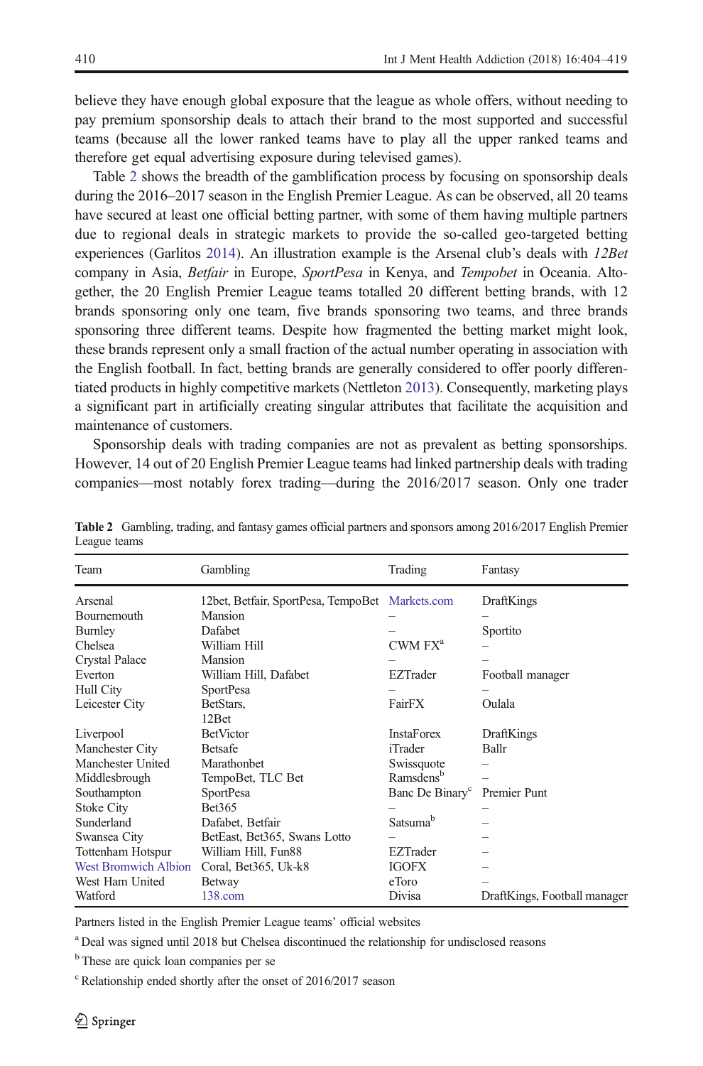believe they have enough global exposure that the league as whole offers, without needing to pay premium sponsorship deals to attach their brand to the most supported and successful teams (because all the lower ranked teams have to play all the upper ranked teams and therefore get equal advertising exposure during televised games).

Table 2 shows the breadth of the gamblification process by focusing on sponsorship deals during the 2016–2017 season in the English Premier League. As can be observed, all 20 teams have secured at least one official betting partner, with some of them having multiple partners due to regional deals in strategic markets to provide the so-called geo-targeted betting experiences (Garlitos 2014). An illustration example is the Arsenal club's deals with *12Bet* company in Asia, *Betfair* in Europe, *SportPesa* in Kenya, and *Tempobet* in Oceania. Altogether, the 20 English Premier League teams totalled 20 different betting brands, with 12 brands sponsoring only one team, five brands sponsoring two teams, and three brands sponsoring three different teams. Despite how fragmented the betting market might look, these brands represent only a small fraction of the actual number operating in association with the English football. In fact, betting brands are generally considered to offer poorly differentiated products in highly competitive markets (Nettleton 2013). Consequently, marketing plays a significant part in artificially creating singular attributes that facilitate the acquisition and maintenance of customers.

Sponsorship deals with trading companies are not as prevalent as betting sponsorships. However, 14 out of 20 English Premier League teams had linked partnership deals with trading companies—most notably forex trading—during the 2016/2017 season. Only one trader

**Table 2** Gambling, trading, and fantasy games official partners and sponsors among 2016/2017 English Premier League teams

| Team | Gambling | Trading | Fantasy |
|---|---|---|---|
| Arsenal | 12bet, Betfair, SportPesa, TempoBet | Markets.com | DraftKings |
| Bournemouth | Mansion | – | – |
| Burnley | Dafabet | – | Sportito |
| Chelsea | William Hill | CWM FX[a] | – |
| Crystal Palace | Mansion | – | – |
| Everton | William Hill, Dafabet | EZTrader | Football manager |
| Hull City | SportPesa | – | – |
| Leicester City | BetStars, 12Bet | FairFX | Oulala |
| Liverpool | BetVictor | InstaForex | DraftKings |
| Manchester City | Betsafe | iTrader | Ballr |
| Manchester United | Marathonbet | Swissquote | – |
| Middlesbrough | TempoBet, TLC Bet | Ramsdens[b] | – |
| Southampton | SportPesa | Banc De Binary[c] | Premier Punt |
| Stoke City | Bet365 | – | – |
| Sunderland | Dafabet, Betfair | Satsuma[b] | – |
| Swansea City | BetEast, Bet365, Swans Lotto | – | – |
| Tottenham Hotspur | William Hill, Fun88 | EZTrader | – |
| West Bromwich Albion | Coral, Bet365, Uk-k8 | IGOFX | – |
| West Ham United | Betway | eToro | – |
| Watford | 138.com | Divisa | DraftKings, Football manager |

Partners listed in the English Premier League teams' official websites

[a] Deal was signed until 2018 but Chelsea discontinued the relationship for undisclosed reasons

[b] These are quick loan companies per se

[c] Relationship ended shortly after the onset of 2016/2017 season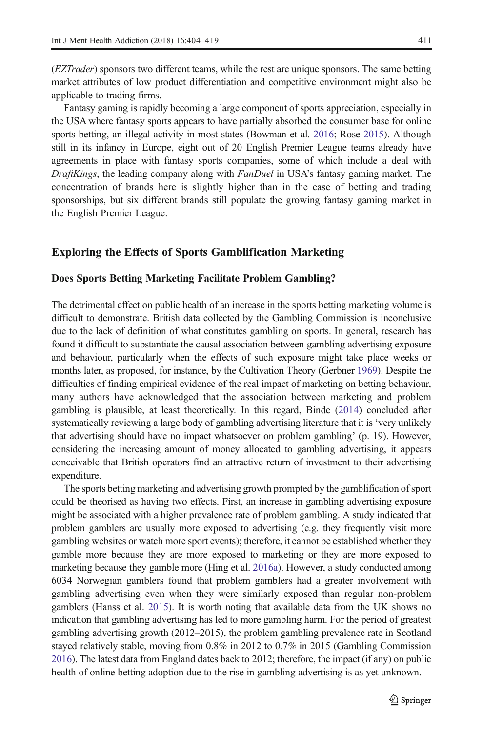(*EZTrader*) sponsors two different teams, while the rest are unique sponsors. The same betting market attributes of low product differentiation and competitive environment might also be applicable to trading firms.

Fantasy gaming is rapidly becoming a large component of sports appreciation, especially in the USA where fantasy sports appears to have partially absorbed the consumer base for online sports betting, an illegal activity in most states (Bowman et al. 2016; Rose 2015). Although still in its infancy in Europe, eight out of 20 English Premier League teams already have agreements in place with fantasy sports companies, some of which include a deal with *DraftKings*, the leading company along with *FanDuel* in USA's fantasy gaming market. The concentration of brands here is slightly higher than in the case of betting and trading sponsorships, but six different brands still populate the growing fantasy gaming market in the English Premier League.

## Exploring the Effects of Sports Gamblification Marketing

### Does Sports Betting Marketing Facilitate Problem Gambling?

The detrimental effect on public health of an increase in the sports betting marketing volume is difficult to demonstrate. British data collected by the Gambling Commission is inconclusive due to the lack of definition of what constitutes gambling on sports. In general, research has found it difficult to substantiate the causal association between gambling advertising exposure and behaviour, particularly when the effects of such exposure might take place weeks or months later, as proposed, for instance, by the Cultivation Theory (Gerbner 1969). Despite the difficulties of finding empirical evidence of the real impact of marketing on betting behaviour, many authors have acknowledged that the association between marketing and problem gambling is plausible, at least theoretically. In this regard, Binde (2014) concluded after systematically reviewing a large body of gambling advertising literature that it is 'very unlikely that advertising should have no impact whatsoever on problem gambling' (p. 19). However, considering the increasing amount of money allocated to gambling advertising, it appears conceivable that British operators find an attractive return of investment to their advertising expenditure.

The sports betting marketing and advertising growth prompted by the gamblification of sport could be theorised as having two effects. First, an increase in gambling advertising exposure might be associated with a higher prevalence rate of problem gambling. A study indicated that problem gamblers are usually more exposed to advertising (e.g. they frequently visit more gambling websites or watch more sport events); therefore, it cannot be established whether they gamble more because they are more exposed to marketing or they are more exposed to marketing because they gamble more (Hing et al. 2016a). However, a study conducted among 6034 Norwegian gamblers found that problem gamblers had a greater involvement with gambling advertising even when they were similarly exposed than regular non-problem gamblers (Hanss et al. 2015). It is worth noting that available data from the UK shows no indication that gambling advertising has led to more gambling harm. For the period of greatest gambling advertising growth (2012–2015), the problem gambling prevalence rate in Scotland stayed relatively stable, moving from 0.8% in 2012 to 0.7% in 2015 (Gambling Commission 2016). The latest data from England dates back to 2012; therefore, the impact (if any) on public health of online betting adoption due to the rise in gambling advertising is as yet unknown.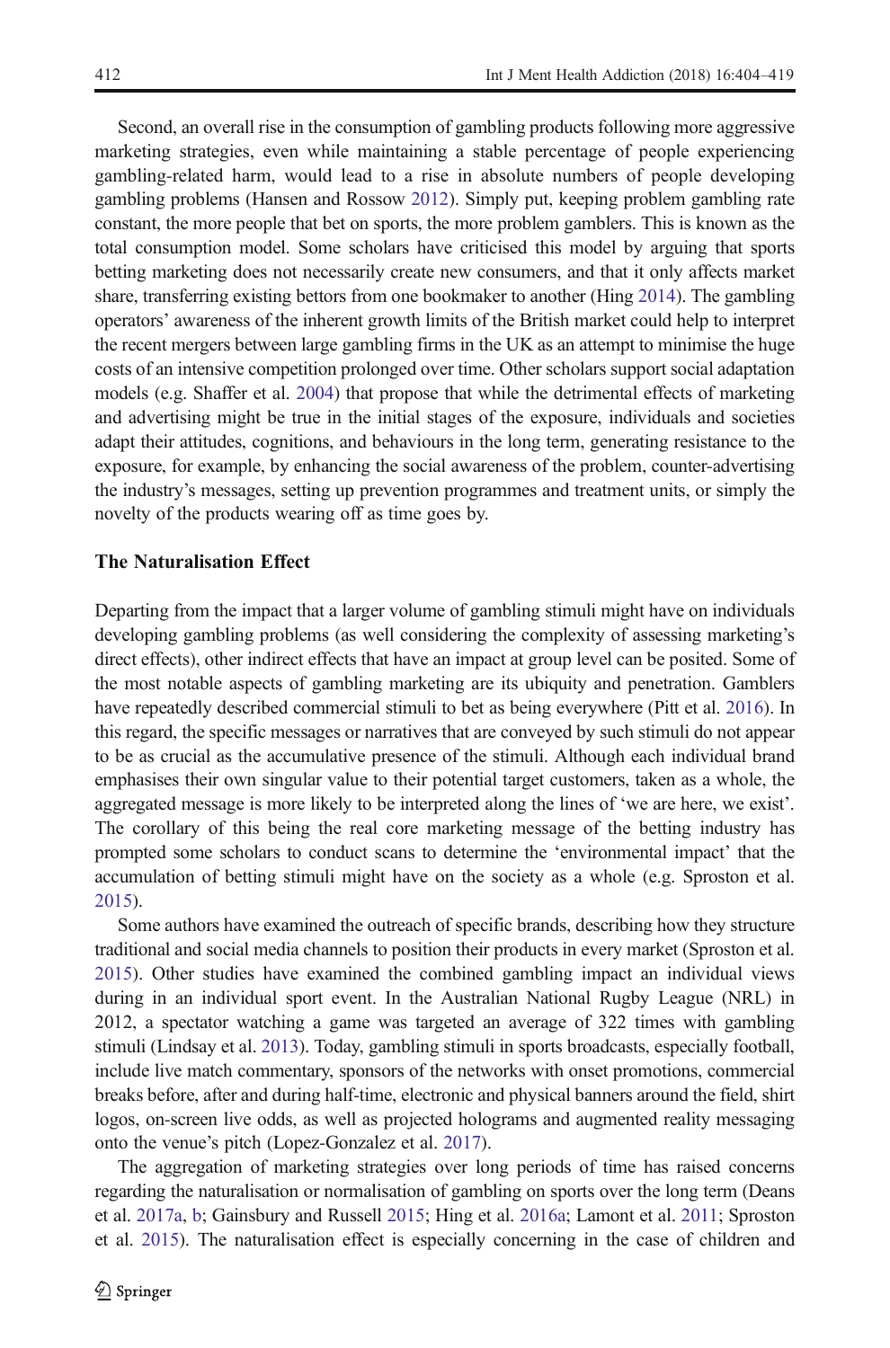Second, an overall rise in the consumption of gambling products following more aggressive marketing strategies, even while maintaining a stable percentage of people experiencing gambling-related harm, would lead to a rise in absolute numbers of people developing gambling problems (Hansen and Rossow 2012). Simply put, keeping problem gambling rate constant, the more people that bet on sports, the more problem gamblers. This is known as the total consumption model. Some scholars have criticised this model by arguing that sports betting marketing does not necessarily create new consumers, and that it only affects market share, transferring existing bettors from one bookmaker to another (Hing 2014). The gambling operators' awareness of the inherent growth limits of the British market could help to interpret the recent mergers between large gambling firms in the UK as an attempt to minimise the huge costs of an intensive competition prolonged over time. Other scholars support social adaptation models (e.g. Shaffer et al. 2004) that propose that while the detrimental effects of marketing and advertising might be true in the initial stages of the exposure, individuals and societies adapt their attitudes, cognitions, and behaviours in the long term, generating resistance to the exposure, for example, by enhancing the social awareness of the problem, counter-advertising the industry's messages, setting up prevention programmes and treatment units, or simply the novelty of the products wearing off as time goes by.

### The Naturalisation Effect

Departing from the impact that a larger volume of gambling stimuli might have on individuals developing gambling problems (as well considering the complexity of assessing marketing's direct effects), other indirect effects that have an impact at group level can be posited. Some of the most notable aspects of gambling marketing are its ubiquity and penetration. Gamblers have repeatedly described commercial stimuli to bet as being everywhere (Pitt et al. 2016). In this regard, the specific messages or narratives that are conveyed by such stimuli do not appear to be as crucial as the accumulative presence of the stimuli. Although each individual brand emphasises their own singular value to their potential target customers, taken as a whole, the aggregated message is more likely to be interpreted along the lines of 'we are here, we exist'. The corollary of this being the real core marketing message of the betting industry has prompted some scholars to conduct scans to determine the 'environmental impact' that the accumulation of betting stimuli might have on the society as a whole (e.g. Sproston et al. 2015).

Some authors have examined the outreach of specific brands, describing how they structure traditional and social media channels to position their products in every market (Sproston et al. 2015). Other studies have examined the combined gambling impact an individual views during in an individual sport event. In the Australian National Rugby League (NRL) in 2012, a spectator watching a game was targeted an average of 322 times with gambling stimuli (Lindsay et al. 2013). Today, gambling stimuli in sports broadcasts, especially football, include live match commentary, sponsors of the networks with onset promotions, commercial breaks before, after and during half-time, electronic and physical banners around the field, shirt logos, on-screen live odds, as well as projected holograms and augmented reality messaging onto the venue's pitch (Lopez-Gonzalez et al. 2017).

The aggregation of marketing strategies over long periods of time has raised concerns regarding the naturalisation or normalisation of gambling on sports over the long term (Deans et al. 2017a, b; Gainsbury and Russell 2015; Hing et al. 2016a; Lamont et al. 2011; Sproston et al. 2015). The naturalisation effect is especially concerning in the case of children and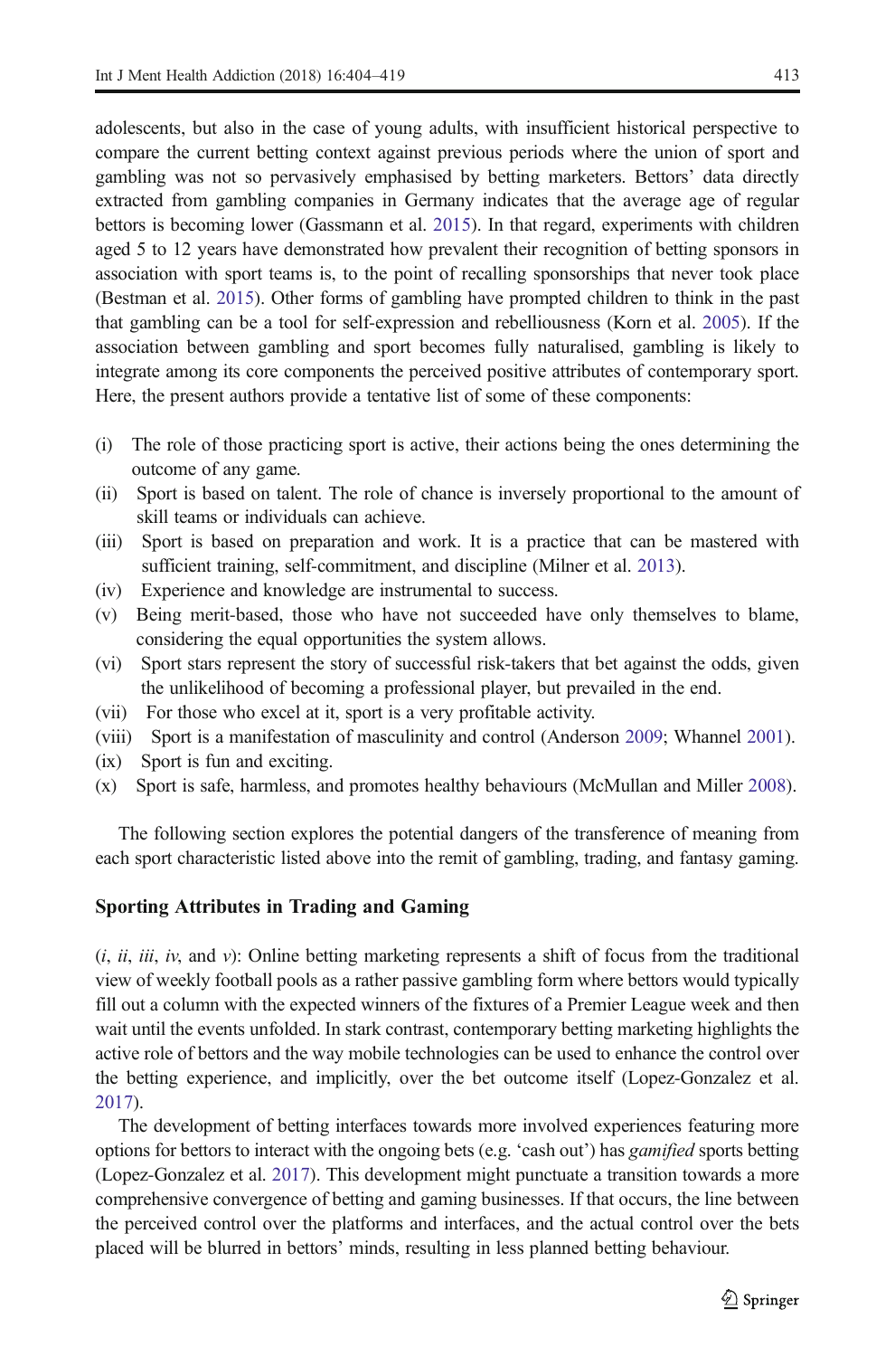adolescents, but also in the case of young adults, with insufficient historical perspective to compare the current betting context against previous periods where the union of sport and gambling was not so pervasively emphasised by betting marketers. Bettors' data directly extracted from gambling companies in Germany indicates that the average age of regular bettors is becoming lower (Gassmann et al. 2015). In that regard, experiments with children aged 5 to 12 years have demonstrated how prevalent their recognition of betting sponsors in association with sport teams is, to the point of recalling sponsorships that never took place (Bestman et al. 2015). Other forms of gambling have prompted children to think in the past that gambling can be a tool for self-expression and rebelliousness (Korn et al. 2005). If the association between gambling and sport becomes fully naturalised, gambling is likely to integrate among its core components the perceived positive attributes of contemporary sport. Here, the present authors provide a tentative list of some of these components:

(i) The role of those practicing sport is active, their actions being the ones determining the outcome of any game.
(ii) Sport is based on talent. The role of chance is inversely proportional to the amount of skill teams or individuals can achieve.
(iii) Sport is based on preparation and work. It is a practice that can be mastered with sufficient training, self-commitment, and discipline (Milner et al. 2013).
(iv) Experience and knowledge are instrumental to success.
(v) Being merit-based, those who have not succeeded have only themselves to blame, considering the equal opportunities the system allows.
(vi) Sport stars represent the story of successful risk-takers that bet against the odds, given the unlikelihood of becoming a professional player, but prevailed in the end.
(vii) For those who excel at it, sport is a very profitable activity.
(viii) Sport is a manifestation of masculinity and control (Anderson 2009; Whannel 2001).
(ix) Sport is fun and exciting.
(x) Sport is safe, harmless, and promotes healthy behaviours (McMullan and Miller 2008).

The following section explores the potential dangers of the transference of meaning from each sport characteristic listed above into the remit of gambling, trading, and fantasy gaming.

## Sporting Attributes in Trading and Gaming

(*i*, *ii*, *iii*, *iv*, and *v*): Online betting marketing represents a shift of focus from the traditional view of weekly football pools as a rather passive gambling form where bettors would typically fill out a column with the expected winners of the fixtures of a Premier League week and then wait until the events unfolded. In stark contrast, contemporary betting marketing highlights the active role of bettors and the way mobile technologies can be used to enhance the control over the betting experience, and implicitly, over the bet outcome itself (Lopez-Gonzalez et al. 2017).

The development of betting interfaces towards more involved experiences featuring more options for bettors to interact with the ongoing bets (e.g. 'cash out') has *gamified* sports betting (Lopez-Gonzalez et al. 2017). This development might punctuate a transition towards a more comprehensive convergence of betting and gaming businesses. If that occurs, the line between the perceived control over the platforms and interfaces, and the actual control over the bets placed will be blurred in bettors' minds, resulting in less planned betting behaviour.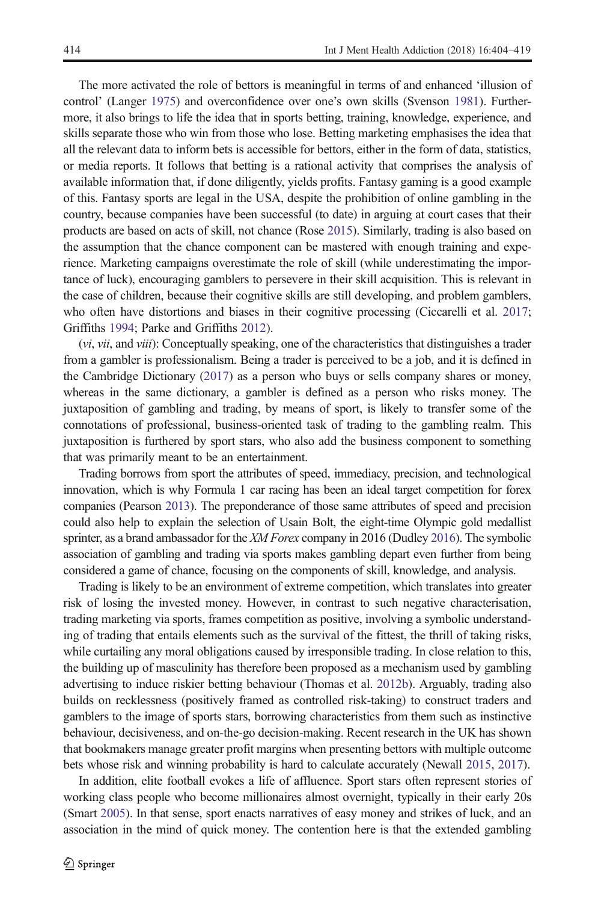The more activated the role of bettors is meaningful in terms of and enhanced 'illusion of control' (Langer 1975) and overconfidence over one's own skills (Svenson 1981). Furthermore, it also brings to life the idea that in sports betting, training, knowledge, experience, and skills separate those who win from those who lose. Betting marketing emphasises the idea that all the relevant data to inform bets is accessible for bettors, either in the form of data, statistics, or media reports. It follows that betting is a rational activity that comprises the analysis of available information that, if done diligently, yields profits. Fantasy gaming is a good example of this. Fantasy sports are legal in the USA, despite the prohibition of online gambling in the country, because companies have been successful (to date) in arguing at court cases that their products are based on acts of skill, not chance (Rose 2015). Similarly, trading is also based on the assumption that the chance component can be mastered with enough training and experience. Marketing campaigns overestimate the role of skill (while underestimating the importance of luck), encouraging gamblers to persevere in their skill acquisition. This is relevant in the case of children, because their cognitive skills are still developing, and problem gamblers, who often have distortions and biases in their cognitive processing (Ciccarelli et al. 2017; Griffiths 1994; Parke and Griffiths 2012).

(*vi*, *vii*, and *viii*): Conceptually speaking, one of the characteristics that distinguishes a trader from a gambler is professionalism. Being a trader is perceived to be a job, and it is defined in the Cambridge Dictionary (2017) as a person who buys or sells company shares or money, whereas in the same dictionary, a gambler is defined as a person who risks money. The juxtaposition of gambling and trading, by means of sport, is likely to transfer some of the connotations of professional, business-oriented task of trading to the gambling realm. This juxtaposition is furthered by sport stars, who also add the business component to something that was primarily meant to be an entertainment.

Trading borrows from sport the attributes of speed, immediacy, precision, and technological innovation, which is why Formula 1 car racing has been an ideal target competition for forex companies (Pearson 2013). The preponderance of those same attributes of speed and precision could also help to explain the selection of Usain Bolt, the eight-time Olympic gold medallist sprinter, as a brand ambassador for the *XM Forex* company in 2016 (Dudley 2016). The symbolic association of gambling and trading via sports makes gambling depart even further from being considered a game of chance, focusing on the components of skill, knowledge, and analysis.

Trading is likely to be an environment of extreme competition, which translates into greater risk of losing the invested money. However, in contrast to such negative characterisation, trading marketing via sports, frames competition as positive, involving a symbolic understanding of trading that entails elements such as the survival of the fittest, the thrill of taking risks, while curtailing any moral obligations caused by irresponsible trading. In close relation to this, the building up of masculinity has therefore been proposed as a mechanism used by gambling advertising to induce riskier betting behaviour (Thomas et al. 2012b). Arguably, trading also builds on recklessness (positively framed as controlled risk-taking) to construct traders and gamblers to the image of sports stars, borrowing characteristics from them such as instinctive behaviour, decisiveness, and on-the-go decision-making. Recent research in the UK has shown that bookmakers manage greater profit margins when presenting bettors with multiple outcome bets whose risk and winning probability is hard to calculate accurately (Newall 2015, 2017).

In addition, elite football evokes a life of affluence. Sport stars often represent stories of working class people who become millionaires almost overnight, typically in their early 20s (Smart 2005). In that sense, sport enacts narratives of easy money and strikes of luck, and an association in the mind of quick money. The contention here is that the extended gambling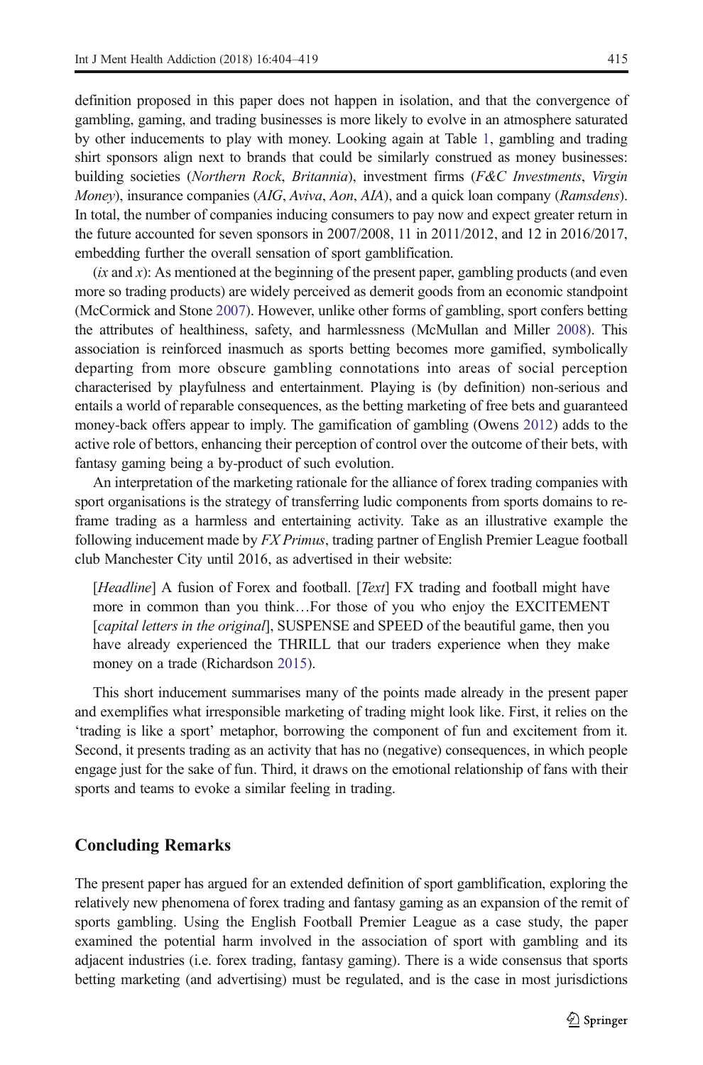definition proposed in this paper does not happen in isolation, and that the convergence of gambling, gaming, and trading businesses is more likely to evolve in an atmosphere saturated by other inducements to play with money. Looking again at Table 1, gambling and trading shirt sponsors align next to brands that could be similarly construed as money businesses: building societies (*Northern Rock*, *Britannia*), investment firms (*F&C Investments*, *Virgin Money*), insurance companies (*AIG*, *Aviva*, *Aon*, *AIA*), and a quick loan company (*Ramsdens*). In total, the number of companies inducing consumers to pay now and expect greater return in the future accounted for seven sponsors in 2007/2008, 11 in 2011/2012, and 12 in 2016/2017, embedding further the overall sensation of sport gamblification.

(*ix* and *x*): As mentioned at the beginning of the present paper, gambling products (and even more so trading products) are widely perceived as demerit goods from an economic standpoint (McCormick and Stone 2007). However, unlike other forms of gambling, sport confers betting the attributes of healthiness, safety, and harmlessness (McMullan and Miller 2008). This association is reinforced inasmuch as sports betting becomes more gamified, symbolically departing from more obscure gambling connotations into areas of social perception characterised by playfulness and entertainment. Playing is (by definition) non-serious and entails a world of reparable consequences, as the betting marketing of free bets and guaranteed money-back offers appear to imply. The gamification of gambling (Owens 2012) adds to the active role of bettors, enhancing their perception of control over the outcome of their bets, with fantasy gaming being a by-product of such evolution.

An interpretation of the marketing rationale for the alliance of forex trading companies with sport organisations is the strategy of transferring ludic components from sports domains to re-frame trading as a harmless and entertaining activity. Take as an illustrative example the following inducement made by *FX Primus*, trading partner of English Premier League football club Manchester City until 2016, as advertised in their website:

> [*Headline*] A fusion of Forex and football. [*Text*] FX trading and football might have more in common than you think…For those of you who enjoy the EXCITEMENT [*capital letters in the original*], SUSPENSE and SPEED of the beautiful game, then you have already experienced the THRILL that our traders experience when they make money on a trade (Richardson 2015).

This short inducement summarises many of the points made already in the present paper and exemplifies what irresponsible marketing of trading might look like. First, it relies on the 'trading is like a sport' metaphor, borrowing the component of fun and excitement from it. Second, it presents trading as an activity that has no (negative) consequences, in which people engage just for the sake of fun. Third, it draws on the emotional relationship of fans with their sports and teams to evoke a similar feeling in trading.

## Concluding Remarks

The present paper has argued for an extended definition of sport gamblification, exploring the relatively new phenomena of forex trading and fantasy gaming as an expansion of the remit of sports gambling. Using the English Football Premier League as a case study, the paper examined the potential harm involved in the association of sport with gambling and its adjacent industries (i.e. forex trading, fantasy gaming). There is a wide consensus that sports betting marketing (and advertising) must be regulated, and is the case in most jurisdictions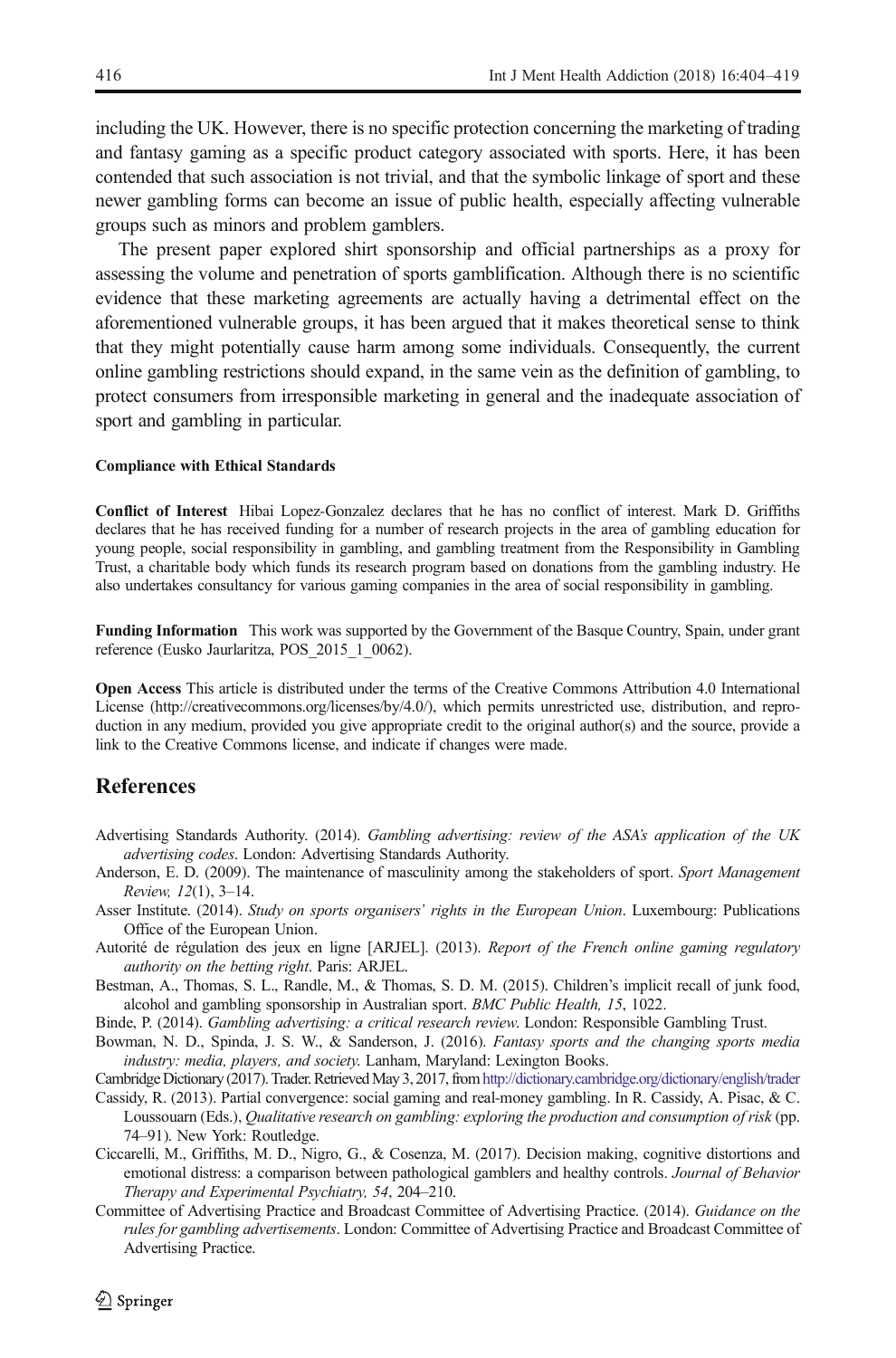including the UK. However, there is no specific protection concerning the marketing of trading and fantasy gaming as a specific product category associated with sports. Here, it has been contended that such association is not trivial, and that the symbolic linkage of sport and these newer gambling forms can become an issue of public health, especially affecting vulnerable groups such as minors and problem gamblers.

The present paper explored shirt sponsorship and official partnerships as a proxy for assessing the volume and penetration of sports gamblification. Although there is no scientific evidence that these marketing agreements are actually having a detrimental effect on the aforementioned vulnerable groups, it has been argued that it makes theoretical sense to think that they might potentially cause harm among some individuals. Consequently, the current online gambling restrictions should expand, in the same vein as the definition of gambling, to protect consumers from irresponsible marketing in general and the inadequate association of sport and gambling in particular.

**Compliance with Ethical Standards**

**Conflict of Interest** Hibai Lopez-Gonzalez declares that he has no conflict of interest. Mark D. Griffiths declares that he has received funding for a number of research projects in the area of gambling education for young people, social responsibility in gambling, and gambling treatment from the Responsibility in Gambling Trust, a charitable body which funds its research program based on donations from the gambling industry. He also undertakes consultancy for various gaming companies in the area of social responsibility in gambling.

**Funding Information** This work was supported by the Government of the Basque Country, Spain, under grant reference (Eusko Jaurlaritza, POS_2015_1_0062).

**Open Access** This article is distributed under the terms of the Creative Commons Attribution 4.0 International License (http://creativecommons.org/licenses/by/4.0/), which permits unrestricted use, distribution, and reproduction in any medium, provided you give appropriate credit to the original author(s) and the source, provide a link to the Creative Commons license, and indicate if changes were made.

## References

Advertising Standards Authority. (2014). *Gambling advertising: review of the ASA's application of the UK advertising codes*. London: Advertising Standards Authority.

Anderson, E. D. (2009). The maintenance of masculinity among the stakeholders of sport. *Sport Management Review, 12*(1), 3–14.

Asser Institute. (2014). *Study on sports organisers' rights in the European Union*. Luxembourg: Publications Office of the European Union.

Autorité de régulation des jeux en ligne [ARJEL]. (2013). *Report of the French online gaming regulatory authority on the betting right*. Paris: ARJEL.

Bestman, A., Thomas, S. L., Randle, M., & Thomas, S. D. M. (2015). Children's implicit recall of junk food, alcohol and gambling sponsorship in Australian sport. *BMC Public Health, 15*, 1022.

Binde, P. (2014). *Gambling advertising: a critical research review*. London: Responsible Gambling Trust.

Bowman, N. D., Spinda, J. S. W., & Sanderson, J. (2016). *Fantasy sports and the changing sports media industry: media, players, and society*. Lanham, Maryland: Lexington Books.

Cambridge Dictionary (2017). Trader. Retrieved May 3, 2017, from http://dictionary.cambridge.org/dictionary/english/trader

Cassidy, R. (2013). Partial convergence: social gaming and real-money gambling. In R. Cassidy, A. Pisac, & C. Loussouarn (Eds.), *Qualitative research on gambling: exploring the production and consumption of risk* (pp. 74–91). New York: Routledge.

Ciccarelli, M., Griffiths, M. D., Nigro, G., & Cosenza, M. (2017). Decision making, cognitive distortions and emotional distress: a comparison between pathological gamblers and healthy controls. *Journal of Behavior Therapy and Experimental Psychiatry, 54*, 204–210.

Committee of Advertising Practice and Broadcast Committee of Advertising Practice. (2014). *Guidance on the rules for gambling advertisements*. London: Committee of Advertising Practice and Broadcast Committee of Advertising Practice.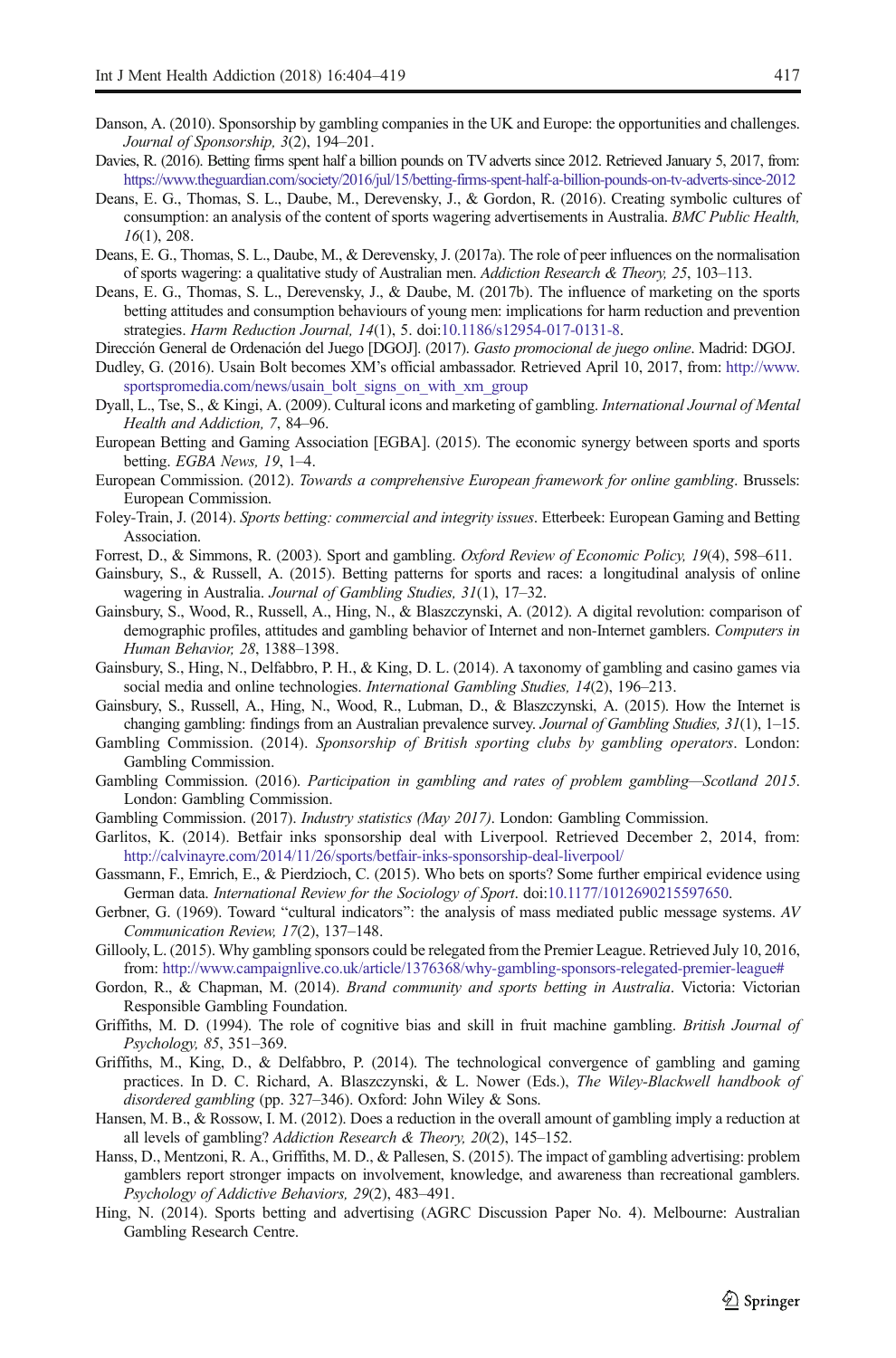Danson, A. (2010). Sponsorship by gambling companies in the UK and Europe: the opportunities and challenges. *Journal of Sponsorship, 3*(2), 194–201.

Davies, R. (2016). Betting firms spent half a billion pounds on TV adverts since 2012. Retrieved January 5, 2017, from: https://www.theguardian.com/society/2016/jul/15/betting-firms-spent-half-a-billion-pounds-on-tv-adverts-since-2012

Deans, E. G., Thomas, S. L., Daube, M., Derevensky, J., & Gordon, R. (2016). Creating symbolic cultures of consumption: an analysis of the content of sports wagering advertisements in Australia. *BMC Public Health, 16*(1), 208.

Deans, E. G., Thomas, S. L., Daube, M., & Derevensky, J. (2017a). The role of peer influences on the normalisation of sports wagering: a qualitative study of Australian men. *Addiction Research & Theory, 25*, 103–113.

Deans, E. G., Thomas, S. L., Derevensky, J., & Daube, M. (2017b). The influence of marketing on the sports betting attitudes and consumption behaviours of young men: implications for harm reduction and prevention strategies. *Harm Reduction Journal, 14*(1), 5. doi:10.1186/s12954-017-0131-8.

Dirección General de Ordenación del Juego [DGOJ]. (2017). *Gasto promocional de juego online*. Madrid: DGOJ.

Dudley, G. (2016). Usain Bolt becomes XM's official ambassador. Retrieved April 10, 2017, from: http://www.sportspromedia.com/news/usain_bolt_signs_on_with_xm_group

Dyall, L., Tse, S., & Kingi, A. (2009). Cultural icons and marketing of gambling. *International Journal of Mental Health and Addiction, 7*, 84–96.

European Betting and Gaming Association [EGBA]. (2015). The economic synergy between sports and sports betting. *EGBA News, 19*, 1–4.

European Commission. (2012). *Towards a comprehensive European framework for online gambling*. Brussels: European Commission.

Foley-Train, J. (2014). *Sports betting: commercial and integrity issues*. Etterbeek: European Gaming and Betting Association.

Forrest, D., & Simmons, R. (2003). Sport and gambling. *Oxford Review of Economic Policy, 19*(4), 598–611.

Gainsbury, S., & Russell, A. (2015). Betting patterns for sports and races: a longitudinal analysis of online wagering in Australia. *Journal of Gambling Studies, 31*(1), 17–32.

Gainsbury, S., Wood, R., Russell, A., Hing, N., & Blaszczynski, A. (2012). A digital revolution: comparison of demographic profiles, attitudes and gambling behavior of Internet and non-Internet gamblers. *Computers in Human Behavior, 28*, 1388–1398.

Gainsbury, S., Hing, N., Delfabbro, P. H., & King, D. L. (2014). A taxonomy of gambling and casino games via social media and online technologies. *International Gambling Studies, 14*(2), 196–213.

Gainsbury, S., Russell, A., Hing, N., Wood, R., Lubman, D., & Blaszczynski, A. (2015). How the Internet is changing gambling: findings from an Australian prevalence survey. *Journal of Gambling Studies, 31*(1), 1–15.

Gambling Commission. (2014). *Sponsorship of British sporting clubs by gambling operators*. London: Gambling Commission.

Gambling Commission. (2016). *Participation in gambling and rates of problem gambling—Scotland 2015*. London: Gambling Commission.

Gambling Commission. (2017). *Industry statistics (May 2017)*. London: Gambling Commission.

Garlitos, K. (2014). Betfair inks sponsorship deal with Liverpool. Retrieved December 2, 2014, from: http://calvinayre.com/2014/11/26/sports/betfair-inks-sponsorship-deal-liverpool/

Gassmann, F., Emrich, E., & Pierdzioch, C. (2015). Who bets on sports? Some further empirical evidence using German data. *International Review for the Sociology of Sport*. doi:10.1177/1012690215597650.

Gerbner, G. (1969). Toward "cultural indicators": the analysis of mass mediated public message systems. *AV Communication Review, 17*(2), 137–148.

Gillooly, L. (2015). Why gambling sponsors could be relegated from the Premier League. Retrieved July 10, 2016, from: http://www.campaignlive.co.uk/article/1376368/why-gambling-sponsors-relegated-premier-league#

Gordon, R., & Chapman, M. (2014). *Brand community and sports betting in Australia*. Victoria: Victorian Responsible Gambling Foundation.

Griffiths, M. D. (1994). The role of cognitive bias and skill in fruit machine gambling. *British Journal of Psychology, 85*, 351–369.

Griffiths, M., King, D., & Delfabbro, P. (2014). The technological convergence of gambling and gaming practices. In D. C. Richard, A. Blaszczynski, & L. Nower (Eds.), *The Wiley-Blackwell handbook of disordered gambling* (pp. 327–346). Oxford: John Wiley & Sons.

Hansen, M. B., & Rossow, I. M. (2012). Does a reduction in the overall amount of gambling imply a reduction at all levels of gambling? *Addiction Research & Theory, 20*(2), 145–152.

Hanss, D., Mentzoni, R. A., Griffiths, M. D., & Pallesen, S. (2015). The impact of gambling advertising: problem gamblers report stronger impacts on involvement, knowledge, and awareness than recreational gamblers. *Psychology of Addictive Behaviors, 29*(2), 483–491.

Hing, N. (2014). Sports betting and advertising (AGRC Discussion Paper No. 4). Melbourne: Australian Gambling Research Centre.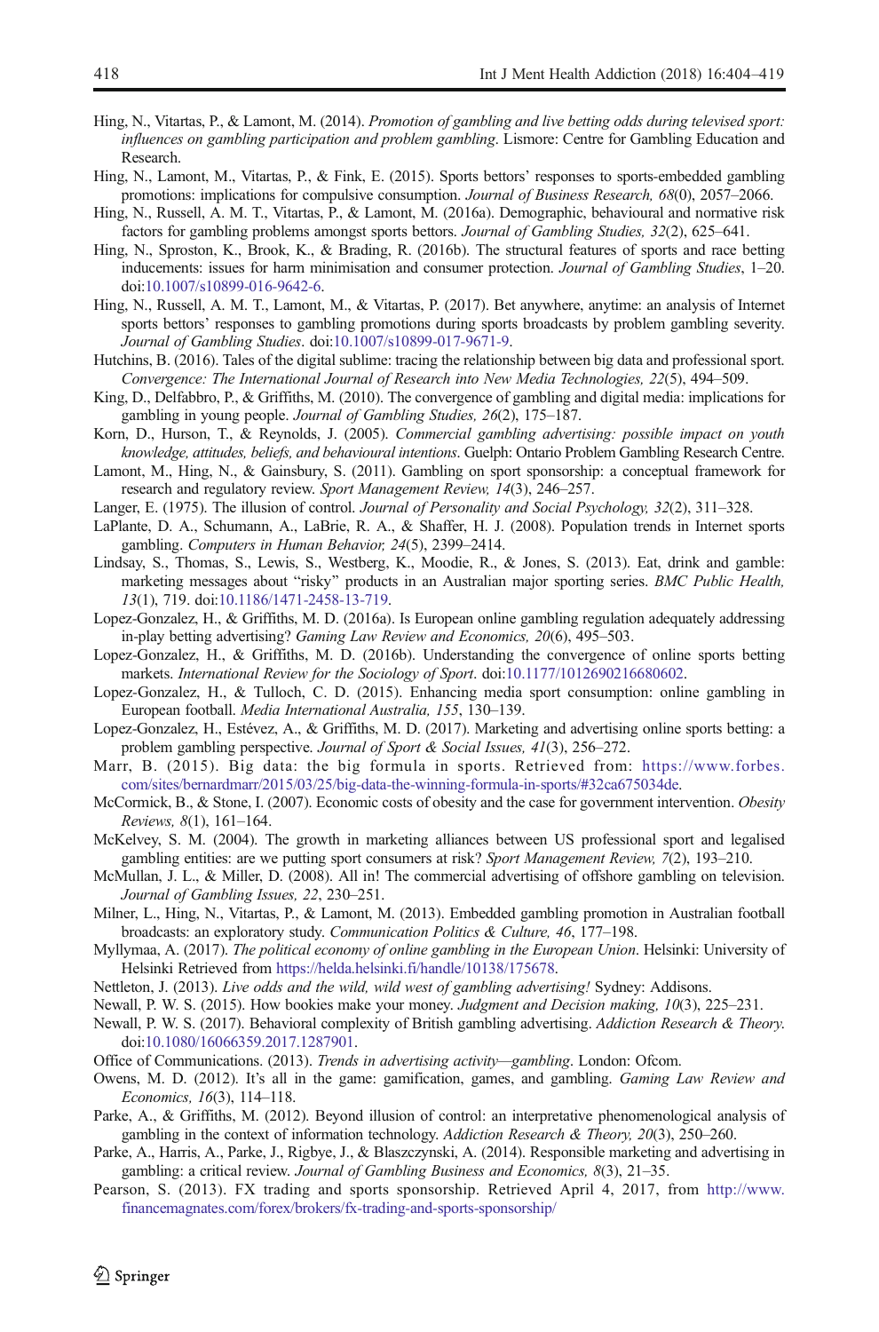Hing, N., Vitartas, P., & Lamont, M. (2014). *Promotion of gambling and live betting odds during televised sport: influences on gambling participation and problem gambling*. Lismore: Centre for Gambling Education and Research.

Hing, N., Lamont, M., Vitartas, P., & Fink, E. (2015). Sports bettors' responses to sports-embedded gambling promotions: implications for compulsive consumption. *Journal of Business Research, 68*(0), 2057–2066.

Hing, N., Russell, A. M. T., Vitartas, P., & Lamont, M. (2016a). Demographic, behavioural and normative risk factors for gambling problems amongst sports bettors. *Journal of Gambling Studies, 32*(2), 625–641.

Hing, N., Sproston, K., Brook, K., & Brading, R. (2016b). The structural features of sports and race betting inducements: issues for harm minimisation and consumer protection. *Journal of Gambling Studies*, 1–20. doi:10.1007/s10899-016-9642-6.

Hing, N., Russell, A. M. T., Lamont, M., & Vitartas, P. (2017). Bet anywhere, anytime: an analysis of Internet sports bettors' responses to gambling promotions during sports broadcasts by problem gambling severity. *Journal of Gambling Studies*. doi:10.1007/s10899-017-9671-9.

Hutchins, B. (2016). Tales of the digital sublime: tracing the relationship between big data and professional sport. *Convergence: The International Journal of Research into New Media Technologies, 22*(5), 494–509.

King, D., Delfabbro, P., & Griffiths, M. (2010). The convergence of gambling and digital media: implications for gambling in young people. *Journal of Gambling Studies, 26*(2), 175–187.

Korn, D., Hurson, T., & Reynolds, J. (2005). *Commercial gambling advertising: possible impact on youth knowledge, attitudes, beliefs, and behavioural intentions*. Guelph: Ontario Problem Gambling Research Centre.

Lamont, M., Hing, N., & Gainsbury, S. (2011). Gambling on sport sponsorship: a conceptual framework for research and regulatory review. *Sport Management Review, 14*(3), 246–257.

Langer, E. (1975). The illusion of control. *Journal of Personality and Social Psychology, 32*(2), 311–328.

LaPlante, D. A., Schumann, A., LaBrie, R. A., & Shaffer, H. J. (2008). Population trends in Internet sports gambling. *Computers in Human Behavior, 24*(5), 2399–2414.

Lindsay, S., Thomas, S., Lewis, S., Westberg, K., Moodie, R., & Jones, S. (2013). Eat, drink and gamble: marketing messages about "risky" products in an Australian major sporting series. *BMC Public Health, 13*(1), 719. doi:10.1186/1471-2458-13-719.

Lopez-Gonzalez, H., & Griffiths, M. D. (2016a). Is European online gambling regulation adequately addressing in-play betting advertising? *Gaming Law Review and Economics, 20*(6), 495–503.

Lopez-Gonzalez, H., & Griffiths, M. D. (2016b). Understanding the convergence of online sports betting markets. *International Review for the Sociology of Sport*. doi:10.1177/1012690216680602.

Lopez-Gonzalez, H., & Tulloch, C. D. (2015). Enhancing media sport consumption: online gambling in European football. *Media International Australia, 155*, 130–139.

Lopez-Gonzalez, H., Estévez, A., & Griffiths, M. D. (2017). Marketing and advertising online sports betting: a problem gambling perspective. *Journal of Sport & Social Issues, 41*(3), 256–272.

Marr, B. (2015). Big data: the big formula in sports. Retrieved from: https://www.forbes.com/sites/bernardmarr/2015/03/25/big-data-the-winning-formula-in-sports/#32ca675034de.

McCormick, B., & Stone, I. (2007). Economic costs of obesity and the case for government intervention. *Obesity Reviews, 8*(1), 161–164.

McKelvey, S. M. (2004). The growth in marketing alliances between US professional sport and legalised gambling entities: are we putting sport consumers at risk? *Sport Management Review, 7*(2), 193–210.

McMullan, J. L., & Miller, D. (2008). All in! The commercial advertising of offshore gambling on television. *Journal of Gambling Issues, 22*, 230–251.

Milner, L., Hing, N., Vitartas, P., & Lamont, M. (2013). Embedded gambling promotion in Australian football broadcasts: an exploratory study. *Communication Politics & Culture, 46*, 177–198.

Myllymaa, A. (2017). *The political economy of online gambling in the European Union*. Helsinki: University of Helsinki Retrieved from https://helda.helsinki.fi/handle/10138/175678.

Nettleton, J. (2013). *Live odds and the wild, wild west of gambling advertising!* Sydney: Addisons.

Newall, P. W. S. (2015). How bookies make your money. *Judgment and Decision making, 10*(3), 225–231.

Newall, P. W. S. (2017). Behavioral complexity of British gambling advertising. *Addiction Research & Theory*. doi:10.1080/16066359.2017.1287901.

Office of Communications. (2013). *Trends in advertising activity—gambling*. London: Ofcom.

Owens, M. D. (2012). It's all in the game: gamification, games, and gambling. *Gaming Law Review and Economics, 16*(3), 114–118.

Parke, A., & Griffiths, M. (2012). Beyond illusion of control: an interpretative phenomenological analysis of gambling in the context of information technology. *Addiction Research & Theory, 20*(3), 250–260.

Parke, A., Harris, A., Parke, J., Rigbye, J., & Blaszczynski, A. (2014). Responsible marketing and advertising in gambling: a critical review. *Journal of Gambling Business and Economics, 8*(3), 21–35.

Pearson, S. (2013). FX trading and sports sponsorship. Retrieved April 4, 2017, from http://www.financemagnates.com/forex/brokers/fx-trading-and-sports-sponsorship/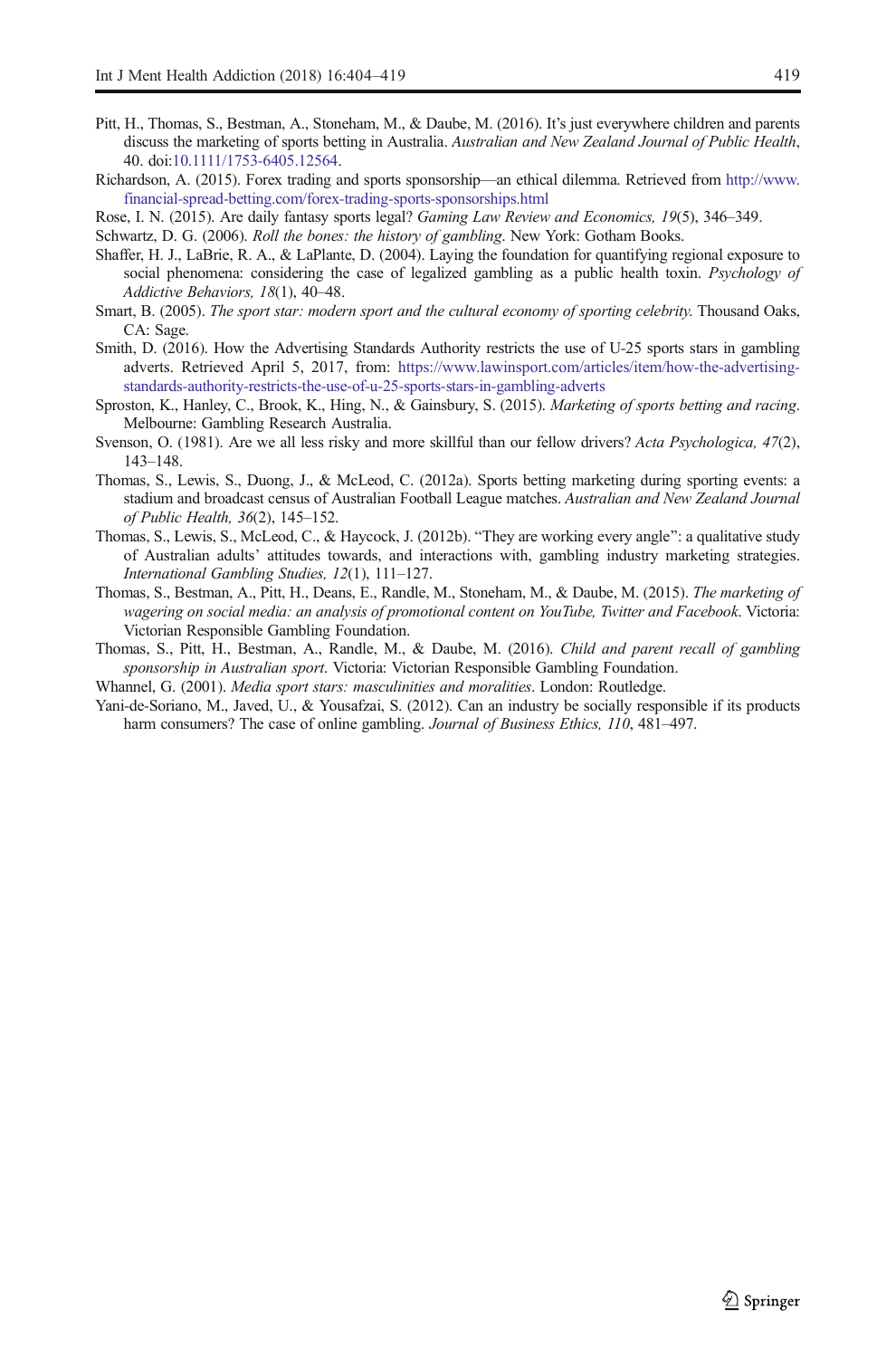- Pitt, H., Thomas, S., Bestman, A., Stoneham, M., & Daube, M. (2016). It's just everywhere children and parents discuss the marketing of sports betting in Australia. *Australian and New Zealand Journal of Public Health*, 40. doi:10.1111/1753-6405.12564.
- Richardson, A. (2015). Forex trading and sports sponsorship—an ethical dilemma. Retrieved from http://www.financial-spread-betting.com/forex-trading-sports-sponsorships.html
- Rose, I. N. (2015). Are daily fantasy sports legal? *Gaming Law Review and Economics, 19*(5), 346–349.
- Schwartz, D. G. (2006). *Roll the bones: the history of gambling*. New York: Gotham Books.
- Shaffer, H. J., LaBrie, R. A., & LaPlante, D. (2004). Laying the foundation for quantifying regional exposure to social phenomena: considering the case of legalized gambling as a public health toxin. *Psychology of Addictive Behaviors, 18*(1), 40–48.
- Smart, B. (2005). *The sport star: modern sport and the cultural economy of sporting celebrity*. Thousand Oaks, CA: Sage.
- Smith, D. (2016). How the Advertising Standards Authority restricts the use of U-25 sports stars in gambling adverts. Retrieved April 5, 2017, from: https://www.lawinsport.com/articles/item/how-the-advertising-standards-authority-restricts-the-use-of-u-25-sports-stars-in-gambling-adverts
- Sproston, K., Hanley, C., Brook, K., Hing, N., & Gainsbury, S. (2015). *Marketing of sports betting and racing*. Melbourne: Gambling Research Australia.
- Svenson, O. (1981). Are we all less risky and more skillful than our fellow drivers? *Acta Psychologica, 47*(2), 143–148.
- Thomas, S., Lewis, S., Duong, J., & McLeod, C. (2012a). Sports betting marketing during sporting events: a stadium and broadcast census of Australian Football League matches. *Australian and New Zealand Journal of Public Health, 36*(2), 145–152.
- Thomas, S., Lewis, S., McLeod, C., & Haycock, J. (2012b). "They are working every angle": a qualitative study of Australian adults' attitudes towards, and interactions with, gambling industry marketing strategies. *International Gambling Studies, 12*(1), 111–127.
- Thomas, S., Bestman, A., Pitt, H., Deans, E., Randle, M., Stoneham, M., & Daube, M. (2015). *The marketing of wagering on social media: an analysis of promotional content on YouTube, Twitter and Facebook*. Victoria: Victorian Responsible Gambling Foundation.
- Thomas, S., Pitt, H., Bestman, A., Randle, M., & Daube, M. (2016). *Child and parent recall of gambling sponsorship in Australian sport*. Victoria: Victorian Responsible Gambling Foundation.
- Whannel, G. (2001). *Media sport stars: masculinities and moralities*. London: Routledge.
- Yani-de-Soriano, M., Javed, U., & Yousafzai, S. (2012). Can an industry be socially responsible if its products harm consumers? The case of online gambling. *Journal of Business Ethics, 110*, 481–497.